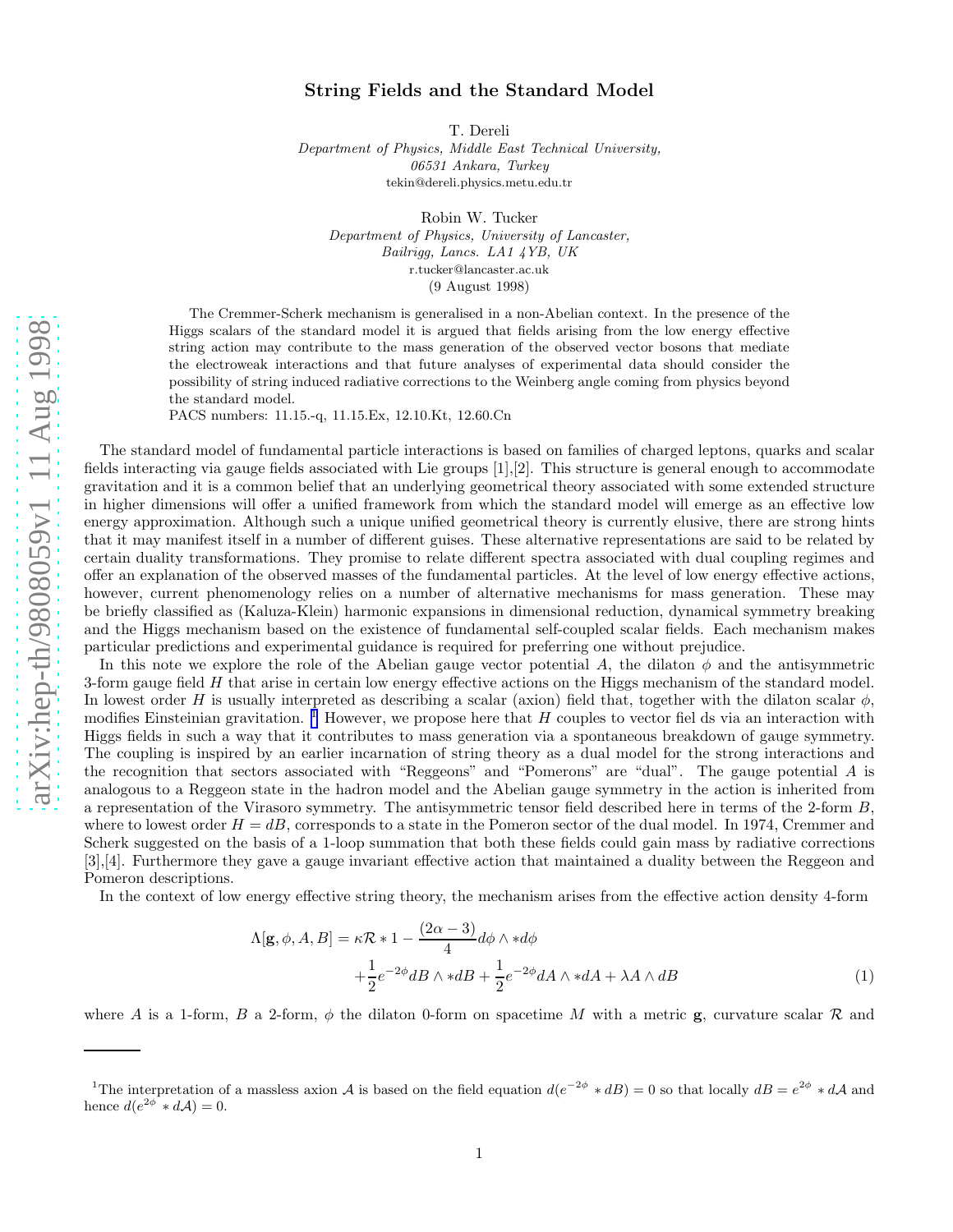# String Fields and the Standard Model

T. Dereli
*Department of Physics, Middle East Technical University,*
*06531 Ankara, Turkey*
tekin@dereli.physics.metu.edu.tr

Robin W. Tucker
*Department of Physics, University of Lancaster,*
*Bailrigg, Lancs. LA1 4YB, UK*
r.tucker@lancaster.ac.uk
(9 August 1998)

The Cremmer-Scherk mechanism is generalised in a non-Abelian context. In the presence of the Higgs scalars of the standard model it is argued that fields arising from the low energy effective string action may contribute to the mass generation of the observed vector bosons that mediate the electroweak interactions and that future analyses of experimental data should consider the possibility of string induced radiative corrections to the Weinberg angle coming from physics beyond the standard model.

PACS numbers: 11.15.-q, 11.15.Ex, 12.10.Kt, 12.60.Cn

The standard model of fundamental particle interactions is based on families of charged leptons, quarks and scalar fields interacting via gauge fields associated with Lie groups [1],[2]. This structure is general enough to accommodate gravitation and it is a common belief that an underlying geometrical theory associated with some extended structure in higher dimensions will offer a unified framework from which the standard model will emerge as an effective low energy approximation. Although such a unique unified geometrical theory is currently elusive, there are strong hints that it may manifest itself in a number of different guises. These alternative representations are said to be related by certain duality transformations. They promise to relate different spectra associated with dual coupling regimes and offer an explanation of the observed masses of the fundamental particles. At the level of low energy effective actions, however, current phenomenology relies on a number of alternative mechanisms for mass generation. These may be briefly classified as (Kaluza-Klein) harmonic expansions in dimensional reduction, dynamical symmetry breaking and the Higgs mechanism based on the existence of fundamental self-coupled scalar fields. Each mechanism makes particular predictions and experimental guidance is required for preferring one without prejudice.

In this note we explore the role of the Abelian gauge vector potential $A$, the dilaton $\phi$ and the antisymmetric 3-form gauge field $H$ that arise in certain low energy effective actions on the Higgs mechanism of the standard model. In lowest order $H$ is usually interpreted as describing a scalar (axion) field that, together with the dilaton scalar $\phi$, modifies Einsteinian gravitation. [1] However, we propose here that $H$ couples to vector fiel ds via an interaction with Higgs fields in such a way that it contributes to mass generation via a spontaneous breakdown of gauge symmetry. The coupling is inspired by an earlier incarnation of string theory as a dual model for the strong interactions and the recognition that sectors associated with "Reggeons" and "Pomerons" are "dual". The gauge potential $A$ is analogous to a Reggeon state in the hadron model and the Abelian gauge symmetry in the action is inherited from a representation of the Virasoro symmetry. The antisymmetric tensor field described here in terms of the 2-form $B$, where to lowest order $H = dB$, corresponds to a state in the Pomeron sector of the dual model. In 1974, Cremmer and Scherk suggested on the basis of a 1-loop summation that both these fields could gain mass by radiative corrections [3],[4]. Furthermore they gave a gauge invariant effective action that maintained a duality between the Reggeon and Pomeron descriptions.

In the context of low energy effective string theory, the mechanism arises from the effective action density 4-form

$$\Lambda[\mathbf{g}, \phi, A, B] = \kappa \mathcal{R} * 1 - \frac{(2\alpha - 3)}{4} d\phi \wedge * d\phi + \frac{1}{2} e^{-2\phi} dB \wedge * dB + \frac{1}{2} e^{-2\phi} dA \wedge * dA + \lambda A \wedge dB \tag{1}$$

where $A$ is a 1-form, $B$ a 2-form, $\phi$ the dilaton 0-form on spacetime $M$ with a metric $\mathbf{g}$, curvature scalar $\mathcal{R}$ and

---

[1] The interpretation of a massless axion $\mathcal{A}$ is based on the field equation $d(e^{-2\phi} * dB) = 0$ so that locally $dB = e^{2\phi} * d\mathcal{A}$ and hence $d(e^{2\phi} * d\mathcal{A}) = 0$.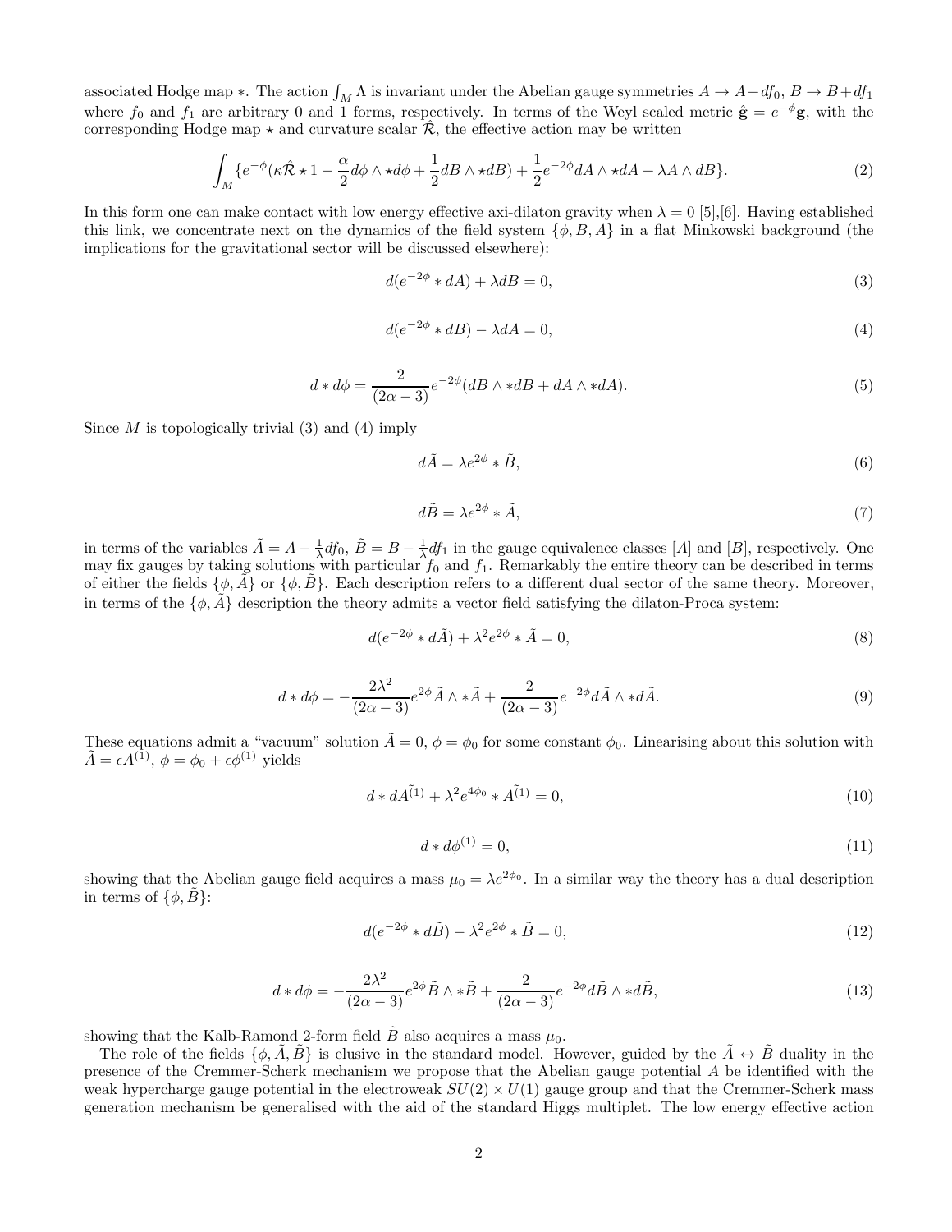associated Hodge map $*$. The action $\int_M \Lambda$ is invariant under the Abelian gauge symmetries $A \to A + df_0$, $B \to B + df_1$ where $f_0$ and $f_1$ are arbitrary 0 and 1 forms, respectively. In terms of the Weyl scaled metric $\hat{\mathbf{g}} = e^{-\phi}\mathbf{g}$, with the corresponding Hodge map $\star$ and curvature scalar $\hat{\mathcal{R}}$, the effective action may be written

$$\int_M \{e^{-\phi}(\kappa\hat{\mathcal{R}} \star 1 - \frac{\alpha}{2} d\phi \wedge \star d\phi + \frac{1}{2} dB \wedge \star dB) + \frac{1}{2} e^{-2\phi} dA \wedge \star dA + \lambda A \wedge dB\}. \tag{2}$$

In this form one can make contact with low energy effective axi-dilaton gravity when $\lambda = 0$ [5],[6]. Having established this link, we concentrate next on the dynamics of the field system $\{\phi, B, A\}$ in a flat Minkowski background (the implications for the gravitational sector will be discussed elsewhere):

$$d(e^{-2\phi} * dA) + \lambda dB = 0, \tag{3}$$

$$d(e^{-2\phi} * dB) - \lambda dA = 0, \tag{4}$$

$$d * d\phi = \frac{2}{(2\alpha - 3)} e^{-2\phi} (dB \wedge * dB + dA \wedge * dA). \tag{5}$$

Since $M$ is topologically trivial (3) and (4) imply

$$d\tilde{A} = \lambda e^{2\phi} * \tilde{B}, \tag{6}$$

$$d\tilde{B} = \lambda e^{2\phi} * \tilde{A}, \tag{7}$$

in terms of the variables $\tilde{A} = A - \frac{1}{\lambda} df_0$, $\tilde{B} = B - \frac{1}{\lambda} df_1$ in the gauge equivalence classes $[A]$ and $[B]$, respectively. One may fix gauges by taking solutions with particular $f_0$ and $f_1$. Remarkably the entire theory can be described in terms of either the fields $\{\phi, \tilde{A}\}$ or $\{\phi, \tilde{B}\}$. Each description refers to a different dual sector of the same theory. Moreover, in terms of the $\{\phi, \tilde{A}\}$ description the theory admits a vector field satisfying the dilaton-Proca system:

$$d(e^{-2\phi} * d\tilde{A}) + \lambda^2 e^{2\phi} * \tilde{A} = 0, \tag{8}$$

$$d * d\phi = -\frac{2\lambda^2}{(2\alpha - 3)} e^{2\phi} \tilde{A} \wedge * \tilde{A} + \frac{2}{(2\alpha - 3)} e^{-2\phi} d\tilde{A} \wedge * d\tilde{A}. \tag{9}$$

These equations admit a "vacuum" solution $\tilde{A} = 0$, $\phi = \phi_0$ for some constant $\phi_0$. Linearising about this solution with $\tilde{A} = \epsilon A^{(1)}$, $\phi = \phi_0 + \epsilon \phi^{(1)}$ yields

$$d * d\tilde{A^{(1)}} + \lambda^2 e^{4\phi_0} * \tilde{A^{(1)}} = 0, \tag{10}$$

$$d * d\phi^{(1)} = 0, \tag{11}$$

showing that the Abelian gauge field acquires a mass $\mu_0 = \lambda e^{2\phi_0}$. In a similar way the theory has a dual description in terms of $\{\phi, \tilde{B}\}$:

$$d(e^{-2\phi} * d\tilde{B}) - \lambda^2 e^{2\phi} * \tilde{B} = 0, \tag{12}$$

$$d * d\phi = -\frac{2\lambda^2}{(2\alpha - 3)} e^{2\phi} \tilde{B} \wedge * \tilde{B} + \frac{2}{(2\alpha - 3)} e^{-2\phi} d\tilde{B} \wedge * d\tilde{B}, \tag{13}$$

showing that the Kalb-Ramond 2-form field $\tilde{B}$ also acquires a mass $\mu_0$.

The role of the fields $\{\phi, \tilde{A}, \tilde{B}\}$ is elusive in the standard model. However, guided by the $\tilde{A} \leftrightarrow \tilde{B}$ duality in the presence of the Cremmer-Scherk mechanism we propose that the Abelian gauge potential $A$ be identified with the weak hypercharge gauge potential in the electroweak $SU(2) \times U(1)$ gauge group and that the Cremmer-Scherk mass generation mechanism be generalised with the aid of the standard Higgs multiplet. The low energy effective action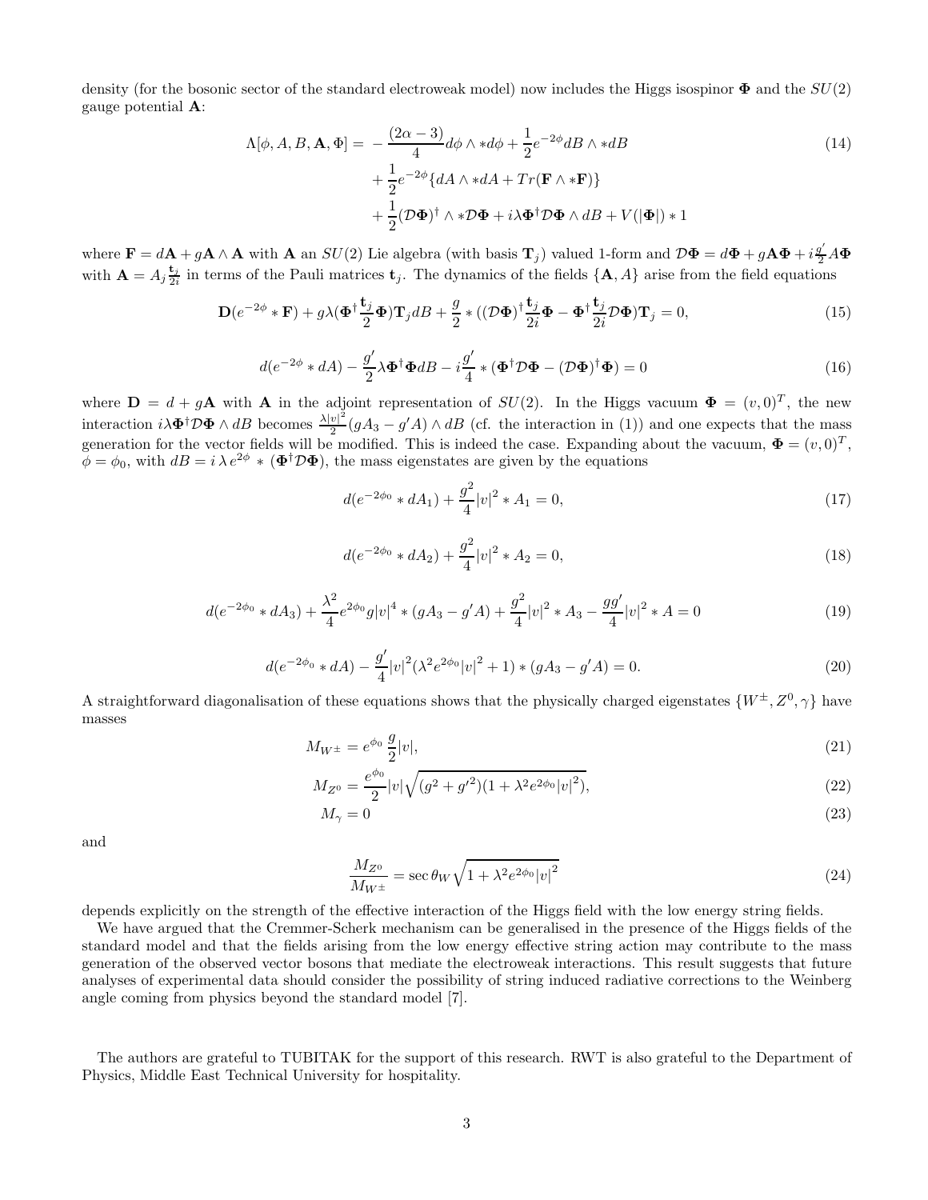density (for the bosonic sector of the standard electroweak model) now includes the Higgs isospinor $\mathbf{\Phi}$ and the $SU(2)$ gauge potential $\mathbf{A}$:

$$
\begin{aligned}
\Lambda[\phi, A, B, \mathbf{A}, \Phi] = & -\frac{(2\alpha - 3)}{4} d\phi \wedge * d\phi + \frac{1}{2} e^{-2\phi} dB \wedge * dB \\
& + \frac{1}{2} e^{-2\phi} \{ dA \wedge * dA + Tr(\mathbf{F} \wedge * \mathbf{F}) \} \\
& + \frac{1}{2} (\mathcal{D}\mathbf{\Phi})^\dagger \wedge * \mathcal{D}\mathbf{\Phi} + i\lambda \mathbf{\Phi}^\dagger \mathcal{D}\mathbf{\Phi} \wedge dB + V(|\mathbf{\Phi}|) * 1
\end{aligned} \tag{14}
$$

where $\mathbf{F} = d\mathbf{A} + g\mathbf{A} \wedge \mathbf{A}$ with $\mathbf{A}$ an $SU(2)$ Lie algebra (with basis $\mathbf{T}_j$) valued 1-form and $\mathcal{D}\mathbf{\Phi} = d\mathbf{\Phi} + g\mathbf{A}\mathbf{\Phi} + i\frac{g'}{2} A\mathbf{\Phi}$ with $\mathbf{A} = A_j \frac{\mathbf{t}_j}{2i}$ in terms of the Pauli matrices $\mathbf{t}_j$. The dynamics of the fields $\{\mathbf{A}, A\}$ arise from the field equations

$$
\mathbf{D}(e^{-2\phi} * \mathbf{F}) + g\lambda(\mathbf{\Phi}^\dagger \frac{\mathbf{t}_j}{2} \mathbf{\Phi}) \mathbf{T}_j dB + \frac{g}{2} * ((\mathcal{D}\mathbf{\Phi})^\dagger \frac{\mathbf{t}_j}{2i} \mathbf{\Phi} - \mathbf{\Phi}^\dagger \frac{\mathbf{t}_j}{2i} \mathcal{D}\mathbf{\Phi}) \mathbf{T}_j = 0, \tag{15}
$$

$$
d(e^{-2\phi} * dA) - \frac{g'}{2} \lambda \mathbf{\Phi}^\dagger \mathbf{\Phi} dB - i\frac{g'}{4} * (\mathbf{\Phi}^\dagger \mathcal{D}\mathbf{\Phi} - (\mathcal{D}\mathbf{\Phi})^\dagger \mathbf{\Phi}) = 0 \tag{16}
$$

where $\mathbf{D} = d + g\mathbf{A}$ with $\mathbf{A}$ in the adjoint representation of $SU(2)$. In the Higgs vacuum $\mathbf{\Phi} = (v, 0)^T$, the new interaction $i\lambda \mathbf{\Phi}^\dagger \mathcal{D}\mathbf{\Phi} \wedge dB$ becomes $\frac{\lambda |v|^2}{2}(gA_3 - g'A) \wedge dB$ (cf. the interaction in (1)) and one expects that the mass generation for the vector fields will be modified. This is indeed the case. Expanding about the vacuum, $\mathbf{\Phi} = (v, 0)^T$, $\phi = \phi_0$, with $dB = i\,\lambda\, e^{2\phi} * (\mathbf{\Phi}^\dagger \mathcal{D}\mathbf{\Phi})$, the mass eigenstates are given by the equations

$$
d(e^{-2\phi_0} * dA_1) + \frac{g^2}{4} |v|^2 * A_1 = 0, \tag{17}
$$

$$
d(e^{-2\phi_0} * dA_2) + \frac{g^2}{4} |v|^2 * A_2 = 0, \tag{18}
$$

$$
d(e^{-2\phi_0} * dA_3) + \frac{\lambda^2}{4} e^{2\phi_0} g |v|^4 * (gA_3 - g'A) + \frac{g^2}{4} |v|^2 * A_3 - \frac{gg'}{4} |v|^2 * A = 0 \tag{19}
$$

$$
d(e^{-2\phi_0} * dA) - \frac{g'}{4} |v|^2 (\lambda^2 e^{2\phi_0} |v|^2 + 1) * (gA_3 - g'A) = 0. \tag{20}
$$

A straightforward diagonalisation of these equations shows that the physically charged eigenstates $\{W^\pm, Z^0, \gamma\}$ have masses

$$
M_{W^\pm} = e^{\phi_0} \frac{g}{2} |v|, \tag{21}
$$

$$
M_{Z^0} = \frac{e^{\phi_0}}{2} |v| \sqrt{(g^2 + g'^2)(1 + \lambda^2 e^{2\phi_0} |v|^2)}, \tag{22}
$$

$$
M_\gamma = 0 \tag{23}
$$

and

$$
\frac{M_{Z^0}}{M_{W^\pm}} = \sec\theta_W \sqrt{1 + \lambda^2 e^{2\phi_0} |v|^2} \tag{24}
$$

depends explicitly on the strength of the effective interaction of the Higgs field with the low energy string fields.

We have argued that the Cremmer-Scherk mechanism can be generalised in the presence of the Higgs fields of the standard model and that the fields arising from the low energy effective string action may contribute to the mass generation of the observed vector bosons that mediate the electroweak interactions. This result suggests that future analyses of experimental data should consider the possibility of string induced radiative corrections to the Weinberg angle coming from physics beyond the standard model [7].

The authors are grateful to TUBITAK for the support of this research. RWT is also grateful to the Department of Physics, Middle East Technical University for hospitality.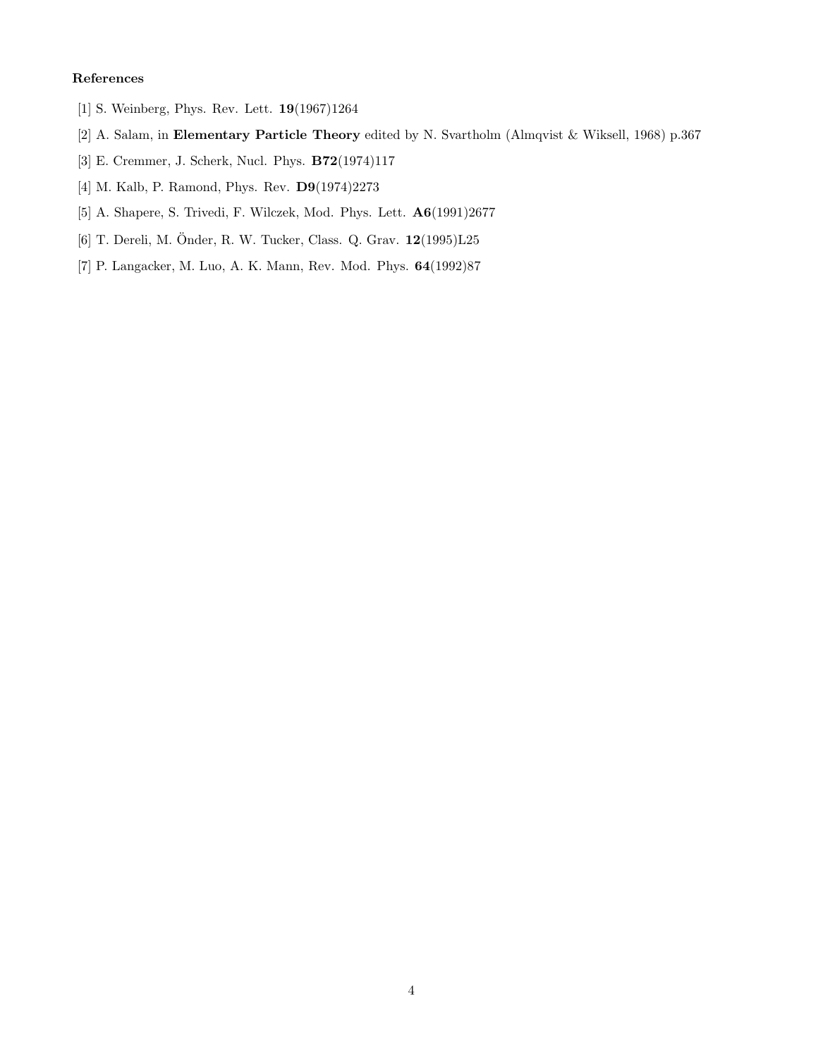### References

[1] S. Weinberg, Phys. Rev. Lett. **19**(1967)1264

[2] A. Salam, in **Elementary Particle Theory** edited by N. Svartholm (Almqvist & Wiksell, 1968) p.367

[3] E. Cremmer, J. Scherk, Nucl. Phys. **B72**(1974)117

[4] M. Kalb, P. Ramond, Phys. Rev. **D9**(1974)2273

[5] A. Shapere, S. Trivedi, F. Wilczek, Mod. Phys. Lett. **A6**(1991)2677

[6] T. Dereli, M. Önder, R. W. Tucker, Class. Q. Grav. **12**(1995)L25

[7] P. Langacker, M. Luo, A. K. Mann, Rev. Mod. Phys. **64**(1992)87